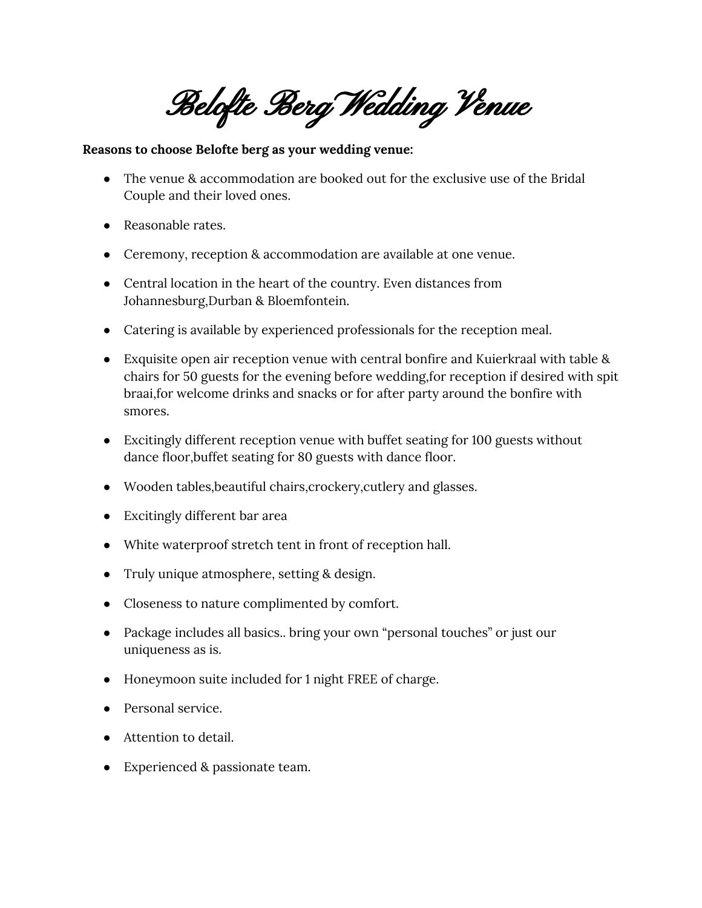# Belofte Berg Wedding Venue

**Reasons to choose Belofte berg as your wedding venue:**

- The venue & accommodation are booked out for the exclusive use of the Bridal Couple and their loved ones.
- Reasonable rates.
- Ceremony, reception & accommodation are available at one venue.
- Central location in the heart of the country. Even distances from Johannesburg,Durban & Bloemfontein.
- Catering is available by experienced professionals for the reception meal.
- Exquisite open air reception venue with central bonfire and Kuierkraal with table & chairs for 50 guests for the evening before wedding,for reception if desired with spit braai,for welcome drinks and snacks or for after party around the bonfire with smores.
- Excitingly different reception venue with buffet seating for 100 guests without dance floor,buffet seating for 80 guests with dance floor.
- Wooden tables,beautiful chairs,crockery,cutlery and glasses.
- Excitingly different bar area
- White waterproof stretch tent in front of reception hall.
- Truly unique atmosphere, setting & design.
- Closeness to nature complimented by comfort.
- Package includes all basics.. bring your own "personal touches" or just our uniqueness as is.
- Honeymoon suite included for 1 night FREE of charge.
- Personal service.
- Attention to detail.
- Experienced & passionate team.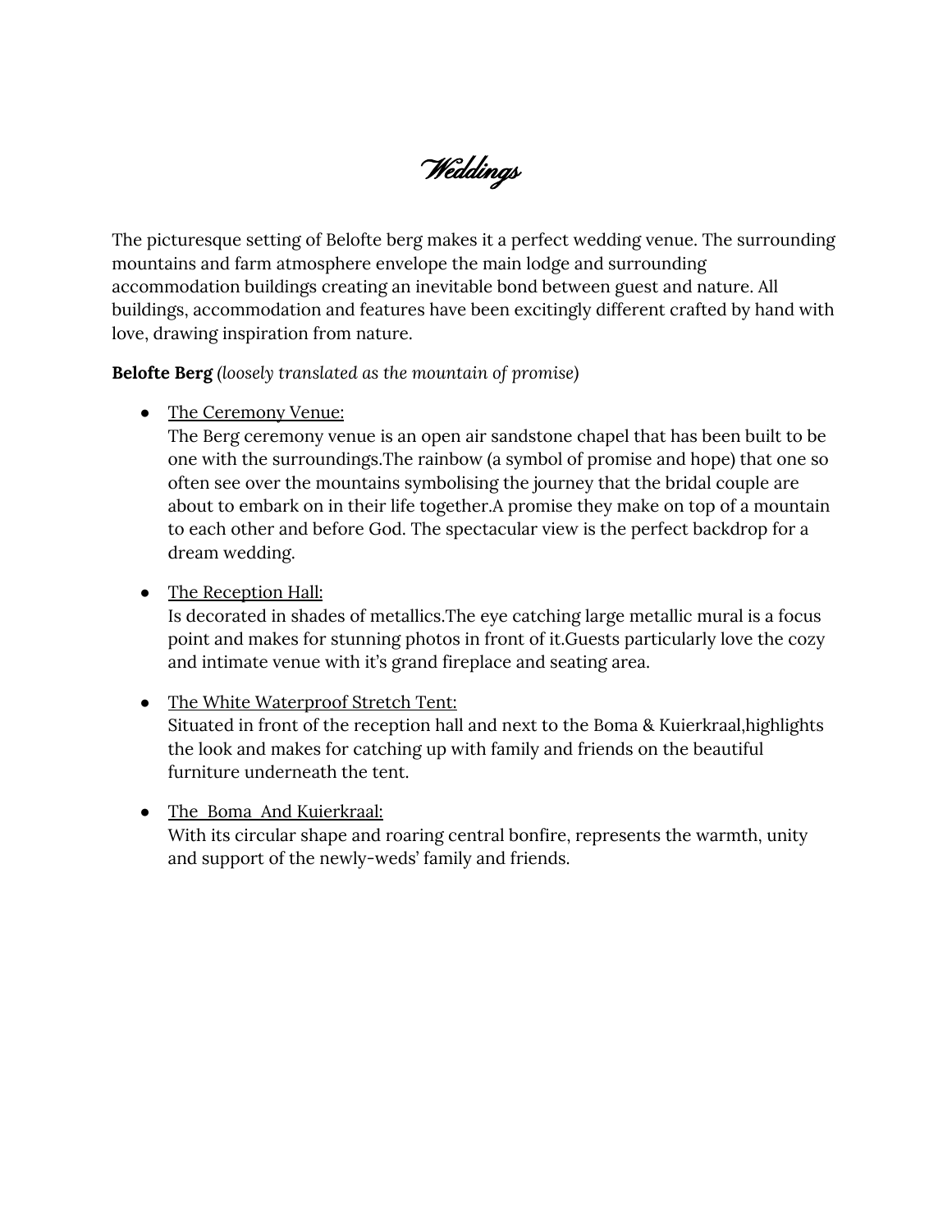# *Weddings*

The picturesque setting of Belofte berg makes it a perfect wedding venue. The surrounding mountains and farm atmosphere envelope the main lodge and surrounding accommodation buildings creating an inevitable bond between guest and nature. All buildings, accommodation and features have been excitingly different crafted by hand with love, drawing inspiration from nature.

**Belofte Berg** *(loosely translated as the mountain of promise)*

- The Ceremony Venue:
  The Berg ceremony venue is an open air sandstone chapel that has been built to be one with the surroundings.The rainbow (a symbol of promise and hope) that one so often see over the mountains symbolising the journey that the bridal couple are about to embark on in their life together.A promise they make on top of a mountain to each other and before God. The spectacular view is the perfect backdrop for a dream wedding.

- The Reception Hall:
  Is decorated in shades of metallics.The eye catching large metallic mural is a focus point and makes for stunning photos in front of it.Guests particularly love the cozy and intimate venue with it's grand fireplace and seating area.

- The White Waterproof Stretch Tent:
  Situated in front of the reception hall and next to the Boma & Kuierkraal,highlights the look and makes for catching up with family and friends on the beautiful furniture underneath the tent.

- The Boma And Kuierkraal:
  With its circular shape and roaring central bonfire, represents the warmth, unity and support of the newly-weds' family and friends.